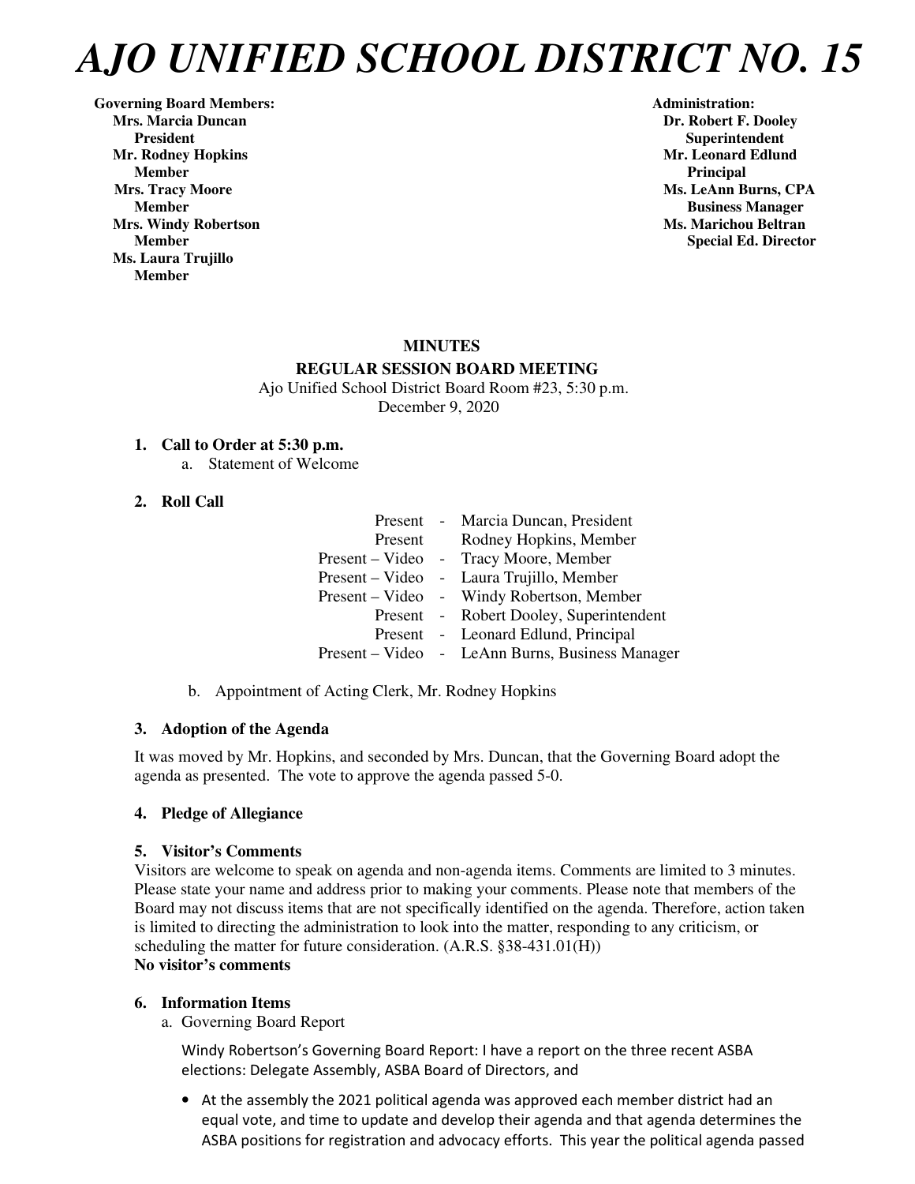# AJO UNIFIED SCHOOL DISTRICT NO. 15

**Governing Board Members:**
**Mrs. Marcia Duncan**
**President**
**Mr. Rodney Hopkins**
**Member**
**Mrs. Tracy Moore**
**Member**
**Mrs. Windy Robertson**
**Member**
**Ms. Laura Trujillo**
**Member**

**Administration:**
**Dr. Robert F. Dooley**
**Superintendent**
**Mr. Leonard Edlund**
**Principal**
**Ms. LeAnn Burns, CPA**
**Business Manager**
**Ms. Marichou Beltran**
**Special Ed. Director**

**MINUTES**

**REGULAR SESSION BOARD MEETING**

Ajo Unified School District Board Room #23, 5:30 p.m.
December 9, 2020

1. **Call to Order at 5:30 p.m.**
   a. Statement of Welcome

2. **Roll Call**

| | | |
|---|---|---|
| Present | - | Marcia Duncan, President |
| Present | | Rodney Hopkins, Member |
| Present – Video | - | Tracy Moore, Member |
| Present – Video | - | Laura Trujillo, Member |
| Present – Video | - | Windy Robertson, Member |
| Present | - | Robert Dooley, Superintendent |
| Present | - | Leonard Edlund, Principal |
| Present – Video | - | LeAnn Burns, Business Manager |

   b. Appointment of Acting Clerk, Mr. Rodney Hopkins

3. **Adoption of the Agenda**

It was moved by Mr. Hopkins, and seconded by Mrs. Duncan, that the Governing Board adopt the agenda as presented. The vote to approve the agenda passed 5-0.

4. **Pledge of Allegiance**

5. **Visitor's Comments**

Visitors are welcome to speak on agenda and non-agenda items. Comments are limited to 3 minutes. Please state your name and address prior to making your comments. Please note that members of the Board may not discuss items that are not specifically identified on the agenda. Therefore, action taken is limited to directing the administration to look into the matter, responding to any criticism, or scheduling the matter for future consideration. (A.R.S. §38-431.01(H))

**No visitor's comments**

6. **Information Items**
   a. Governing Board Report

   Windy Robertson's Governing Board Report: I have a report on the three recent ASBA elections: Delegate Assembly, ASBA Board of Directors, and

   - At the assembly the 2021 political agenda was approved each member district had an equal vote, and time to update and develop their agenda and that agenda determines the ASBA positions for registration and advocacy efforts. This year the political agenda passed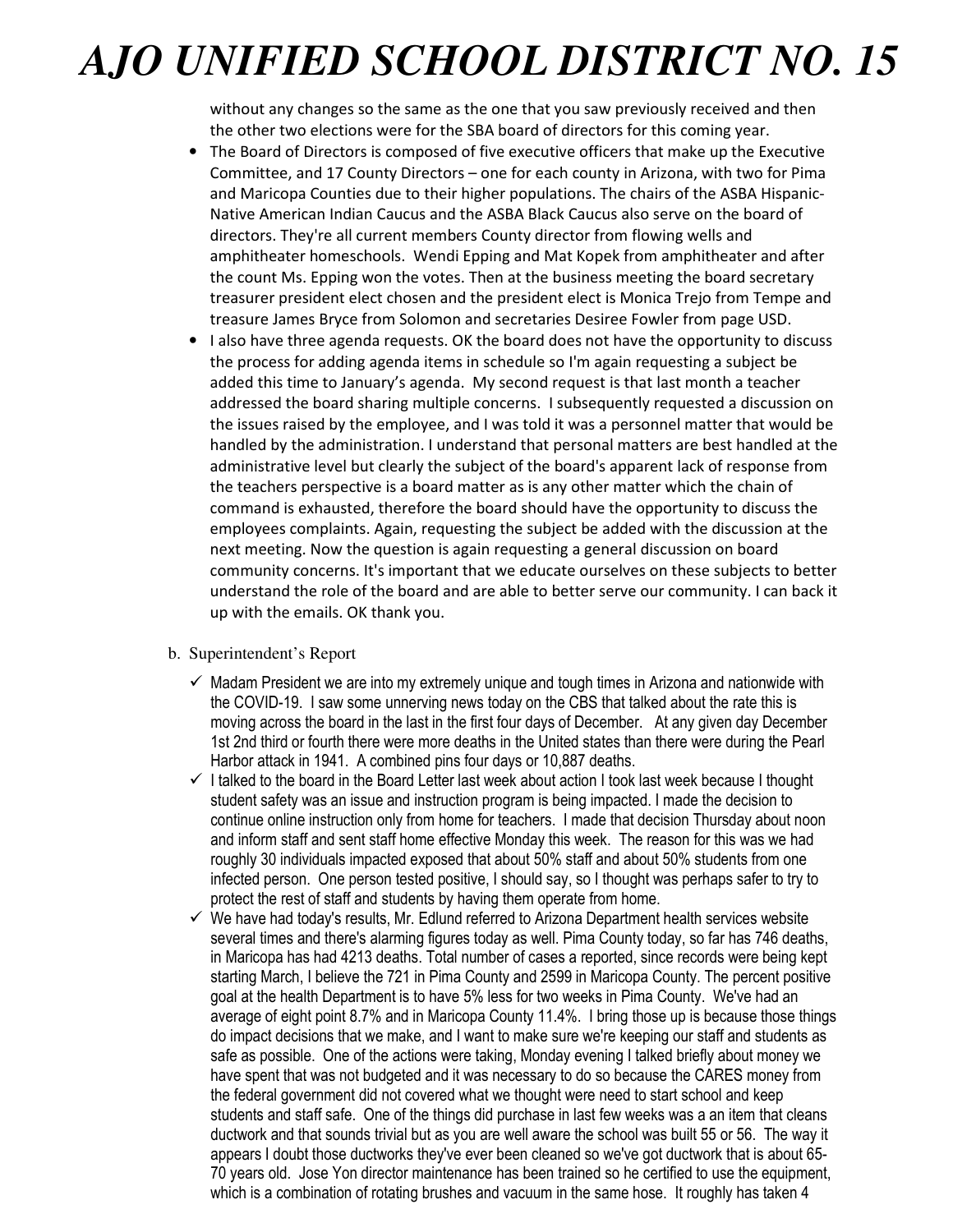without any changes so the same as the one that you saw previously received and then the other two elections were for the SBA board of directors for this coming year.

- The Board of Directors is composed of five executive officers that make up the Executive Committee, and 17 County Directors – one for each county in Arizona, with two for Pima and Maricopa Counties due to their higher populations. The chairs of the ASBA Hispanic-Native American Indian Caucus and the ASBA Black Caucus also serve on the board of directors. They're all current members County director from flowing wells and amphitheater homeschools. Wendi Epping and Mat Kopek from amphitheater and after the count Ms. Epping won the votes. Then at the business meeting the board secretary treasurer president elect chosen and the president elect is Monica Trejo from Tempe and treasure James Bryce from Solomon and secretaries Desiree Fowler from page USD.
- I also have three agenda requests. OK the board does not have the opportunity to discuss the process for adding agenda items in schedule so I'm again requesting a subject be added this time to January's agenda. My second request is that last month a teacher addressed the board sharing multiple concerns. I subsequently requested a discussion on the issues raised by the employee, and I was told it was a personnel matter that would be handled by the administration. I understand that personal matters are best handled at the administrative level but clearly the subject of the board's apparent lack of response from the teachers perspective is a board matter as is any other matter which the chain of command is exhausted, therefore the board should have the opportunity to discuss the employees complaints. Again, requesting the subject be added with the discussion at the next meeting. Now the question is again requesting a general discussion on board community concerns. It's important that we educate ourselves on these subjects to better understand the role of the board and are able to better serve our community. I can back it up with the emails. OK thank you.

b. Superintendent's Report

- ✓ Madam President we are into my extremely unique and tough times in Arizona and nationwide with the COVID-19. I saw some unnerving news today on the CBS that talked about the rate this is moving across the board in the last in the first four days of December. At any given day December 1st 2nd third or fourth there were more deaths in the United states than there were during the Pearl Harbor attack in 1941. A combined pins four days or 10,887 deaths.
- ✓ I talked to the board in the Board Letter last week about action I took last week because I thought student safety was an issue and instruction program is being impacted. I made the decision to continue online instruction only from home for teachers. I made that decision Thursday about noon and inform staff and sent staff home effective Monday this week. The reason for this was we had roughly 30 individuals impacted exposed that about 50% staff and about 50% students from one infected person. One person tested positive, I should say, so I thought was perhaps safer to try to protect the rest of staff and students by having them operate from home.
- ✓ We have had today's results, Mr. Edlund referred to Arizona Department health services website several times and there's alarming figures today as well. Pima County today, so far has 746 deaths, in Maricopa has had 4213 deaths. Total number of cases a reported, since records were being kept starting March, I believe the 721 in Pima County and 2599 in Maricopa County. The percent positive goal at the health Department is to have 5% less for two weeks in Pima County. We've had an average of eight point 8.7% and in Maricopa County 11.4%. I bring those up is because those things do impact decisions that we make, and I want to make sure we're keeping our staff and students as safe as possible. One of the actions were taking, Monday evening I talked briefly about money we have spent that was not budgeted and it was necessary to do so because the CARES money from the federal government did not covered what we thought were need to start school and keep students and staff safe. One of the things did purchase in last few weeks was a an item that cleans ductwork and that sounds trivial but as you are well aware the school was built 55 or 56. The way it appears I doubt those ductworks they've ever been cleaned so we've got ductwork that is about 65-70 years old. Jose Yon director maintenance has been trained so he certified to use the equipment, which is a combination of rotating brushes and vacuum in the same hose. It roughly has taken 4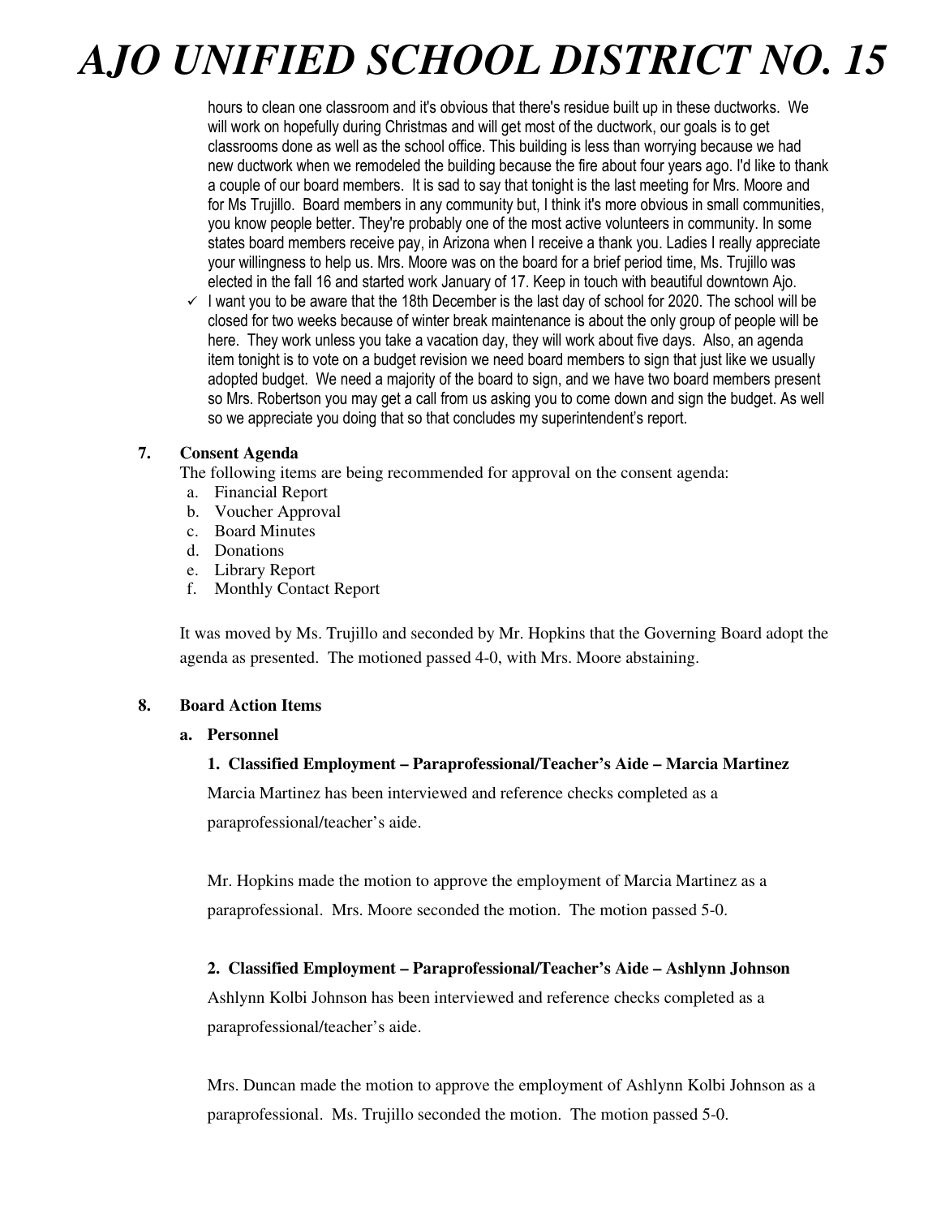hours to clean one classroom and it's obvious that there's residue built up in these ductworks. We will work on hopefully during Christmas and will get most of the ductwork, our goals is to get classrooms done as well as the school office. This building is less than worrying because we had new ductwork when we remodeled the building because the fire about four years ago. I'd like to thank a couple of our board members. It is sad to say that tonight is the last meeting for Mrs. Moore and for Ms Trujillo. Board members in any community but, I think it's more obvious in small communities, you know people better. They're probably one of the most active volunteers in community. In some states board members receive pay, in Arizona when I receive a thank you. Ladies I really appreciate your willingness to help us. Mrs. Moore was on the board for a brief period time, Ms. Trujillo was elected in the fall 16 and started work January of 17. Keep in touch with beautiful downtown Ajo.

- ✓ I want you to be aware that the 18th December is the last day of school for 2020. The school will be closed for two weeks because of winter break maintenance is about the only group of people will be here. They work unless you take a vacation day, they will work about five days. Also, an agenda item tonight is to vote on a budget revision we need board members to sign that just like we usually adopted budget. We need a majority of the board to sign, and we have two board members present so Mrs. Robertson you may get a call from us asking you to come down and sign the budget. As well so we appreciate you doing that so that concludes my superintendent's report.

**7. Consent Agenda**

The following items are being recommended for approval on the consent agenda:

a. Financial Report
b. Voucher Approval
c. Board Minutes
d. Donations
e. Library Report
f. Monthly Contact Report

It was moved by Ms. Trujillo and seconded by Mr. Hopkins that the Governing Board adopt the agenda as presented. The motioned passed 4-0, with Mrs. Moore abstaining.

**8. Board Action Items**

**a. Personnel**

**1. Classified Employment – Paraprofessional/Teacher's Aide – Marcia Martinez**

Marcia Martinez has been interviewed and reference checks completed as a paraprofessional/teacher's aide.

Mr. Hopkins made the motion to approve the employment of Marcia Martinez as a paraprofessional. Mrs. Moore seconded the motion. The motion passed 5-0.

**2. Classified Employment – Paraprofessional/Teacher's Aide – Ashlynn Johnson**

Ashlynn Kolbi Johnson has been interviewed and reference checks completed as a paraprofessional/teacher's aide.

Mrs. Duncan made the motion to approve the employment of Ashlynn Kolbi Johnson as a paraprofessional. Ms. Trujillo seconded the motion. The motion passed 5-0.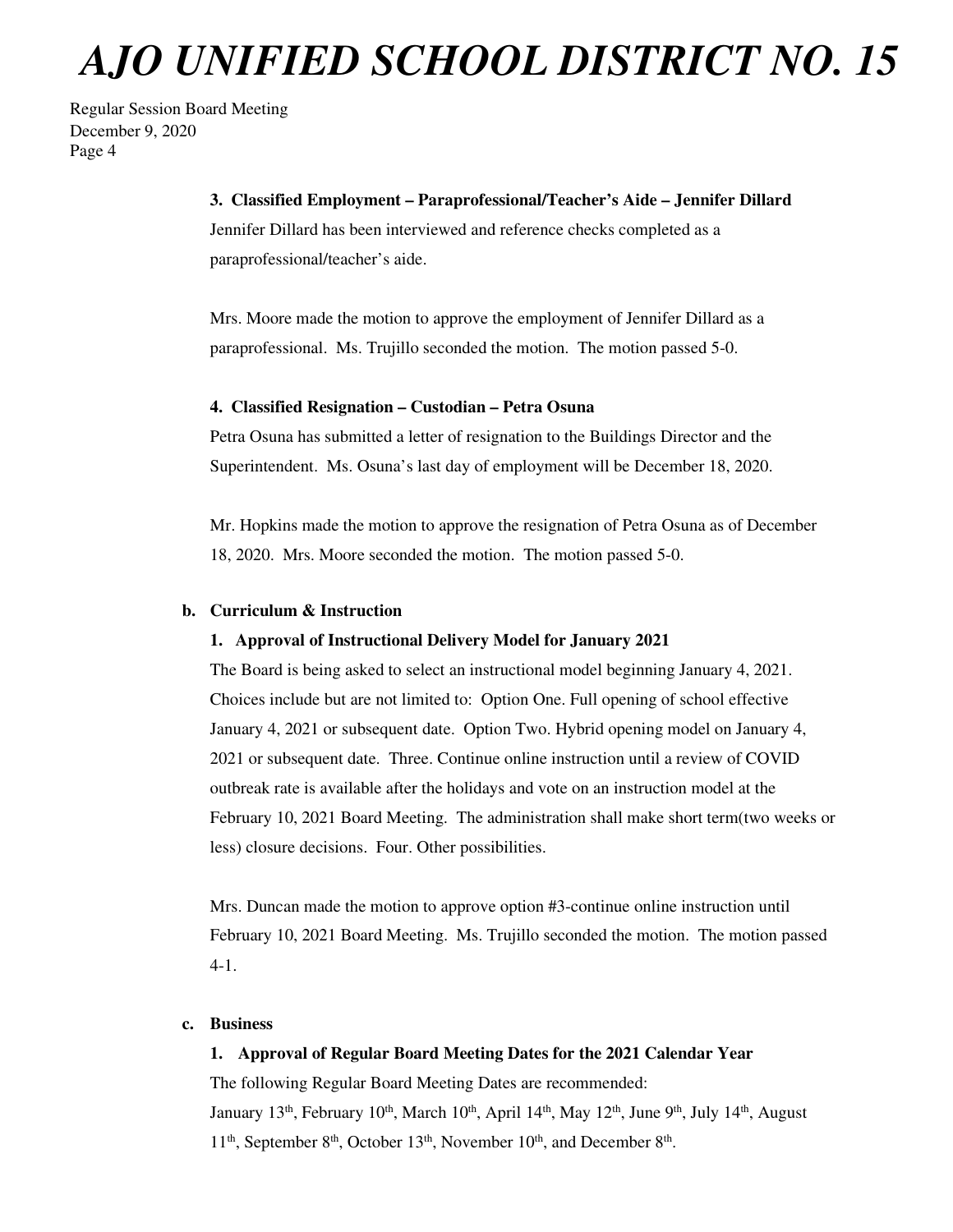**3. Classified Employment – Paraprofessional/Teacher's Aide – Jennifer Dillard**

Jennifer Dillard has been interviewed and reference checks completed as a paraprofessional/teacher's aide.

Mrs. Moore made the motion to approve the employment of Jennifer Dillard as a paraprofessional. Ms. Trujillo seconded the motion. The motion passed 5-0.

**4. Classified Resignation – Custodian – Petra Osuna**

Petra Osuna has submitted a letter of resignation to the Buildings Director and the Superintendent. Ms. Osuna's last day of employment will be December 18, 2020.

Mr. Hopkins made the motion to approve the resignation of Petra Osuna as of December 18, 2020. Mrs. Moore seconded the motion. The motion passed 5-0.

**b. Curriculum & Instruction**

**1. Approval of Instructional Delivery Model for January 2021**

The Board is being asked to select an instructional model beginning January 4, 2021. Choices include but are not limited to: Option One. Full opening of school effective January 4, 2021 or subsequent date. Option Two. Hybrid opening model on January 4, 2021 or subsequent date. Three. Continue online instruction until a review of COVID outbreak rate is available after the holidays and vote on an instruction model at the February 10, 2021 Board Meeting. The administration shall make short term(two weeks or less) closure decisions. Four. Other possibilities.

Mrs. Duncan made the motion to approve option #3-continue online instruction until February 10, 2021 Board Meeting. Ms. Trujillo seconded the motion. The motion passed 4-1.

**c. Business**

**1. Approval of Regular Board Meeting Dates for the 2021 Calendar Year**

The following Regular Board Meeting Dates are recommended:
January 13th, February 10th, March 10th, April 14th, May 12th, June 9th, July 14th, August 11th, September 8th, October 13th, November 10th, and December 8th.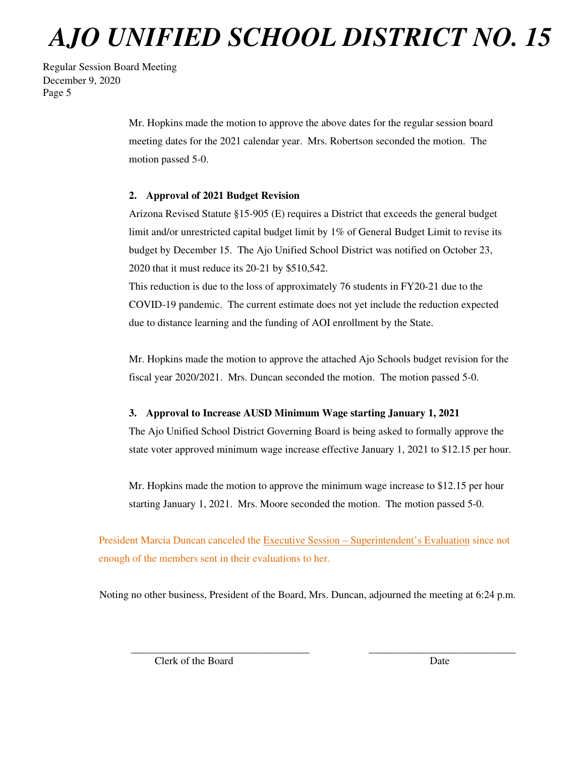Mr. Hopkins made the motion to approve the above dates for the regular session board meeting dates for the 2021 calendar year. Mrs. Robertson seconded the motion. The motion passed 5-0.

**2. Approval of 2021 Budget Revision**

Arizona Revised Statute §15-905 (E) requires a District that exceeds the general budget limit and/or unrestricted capital budget limit by 1% of General Budget Limit to revise its budget by December 15. The Ajo Unified School District was notified on October 23, 2020 that it must reduce its 20-21 by $510,542.

This reduction is due to the loss of approximately 76 students in FY20-21 due to the COVID-19 pandemic. The current estimate does not yet include the reduction expected due to distance learning and the funding of AOI enrollment by the State.

Mr. Hopkins made the motion to approve the attached Ajo Schools budget revision for the fiscal year 2020/2021. Mrs. Duncan seconded the motion. The motion passed 5-0.

**3. Approval to Increase AUSD Minimum Wage starting January 1, 2021**

The Ajo Unified School District Governing Board is being asked to formally approve the state voter approved minimum wage increase effective January 1, 2021 to $12.15 per hour.

Mr. Hopkins made the motion to approve the minimum wage increase to $12.15 per hour starting January 1, 2021. Mrs. Moore seconded the motion. The motion passed 5-0.

President Marcia Duncan canceled the Executive Session – Superintendent's Evaluation since not enough of the members sent in their evaluations to her.

Noting no other business, President of the Board, Mrs. Duncan, adjourned the meeting at 6:24 p.m.

\_\_\_\_\_\_\_\_\_\_\_\_\_\_\_\_\_\_\_\_\_\_\_\_\_\_\_\_\_\_\_\_\_\_ \_\_\_\_\_\_\_\_\_\_\_\_\_\_\_\_\_\_\_\_\_\_\_\_\_\_\_\_\_\_

Clerk of the Board Date